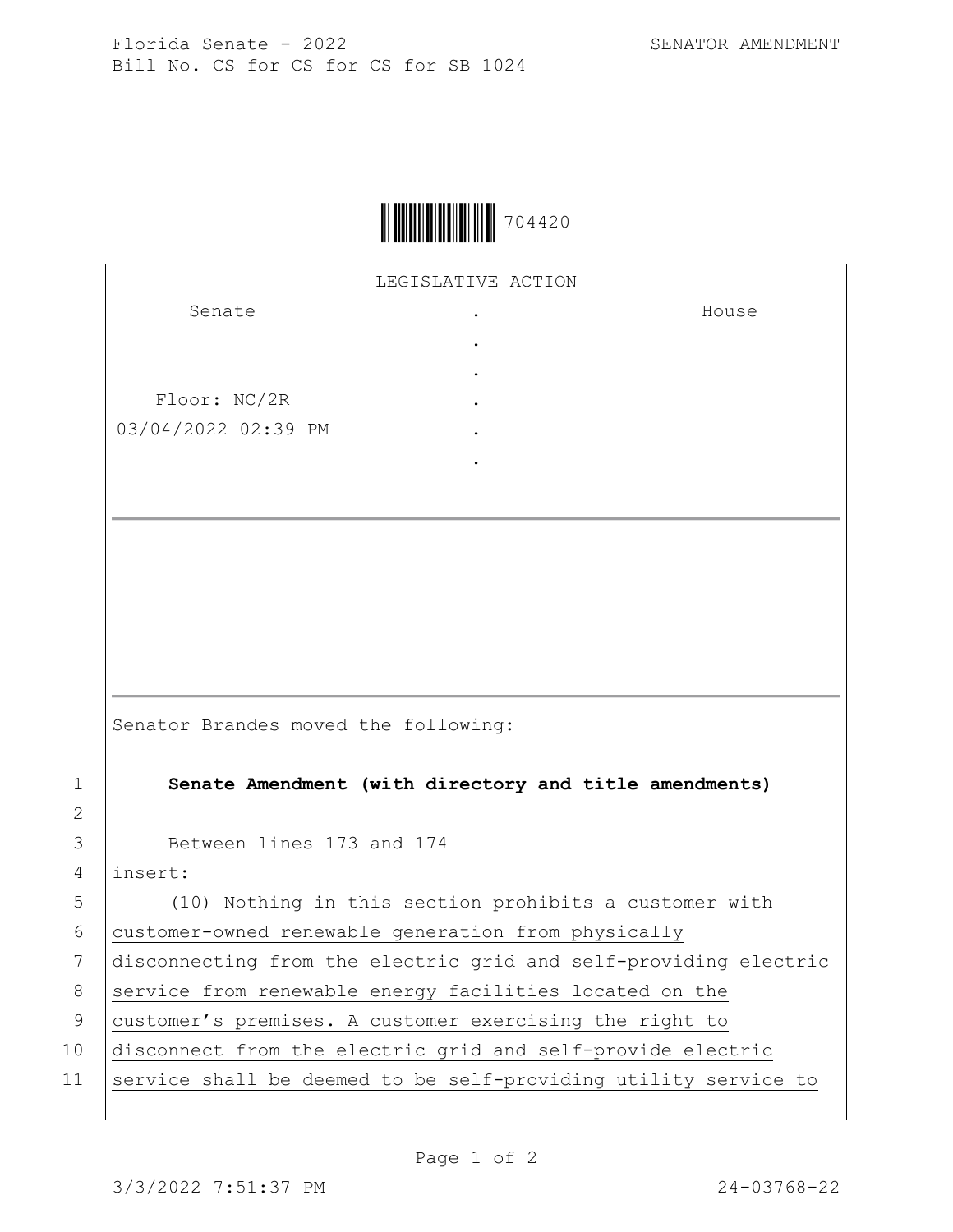Florida Senate - 2022 SENATOR AMENDMENT
Bill No. CS for CS for CS for SB 1024

704420

LEGISLATIVE ACTION

| Senate | . | House |
|---|---|---|
| | . | |
| | . | |
| Floor: NC/2R | . | |
| 03/04/2022 02:39 PM | . | |
| | . | |

Senator Brandes moved the following:

1 **Senate Amendment (with directory and title amendments)**

2

3 Between lines 173 and 174

4 insert:

5 (10) Nothing in this section prohibits a customer with

6 customer-owned renewable generation from physically

7 disconnecting from the electric grid and self-providing electric

8 service from renewable energy facilities located on the

9 customer's premises. A customer exercising the right to

10 disconnect from the electric grid and self-provide electric

11 service shall be deemed to be self-providing utility service to

3/3/2022 7:51:37 PM 24-03768-22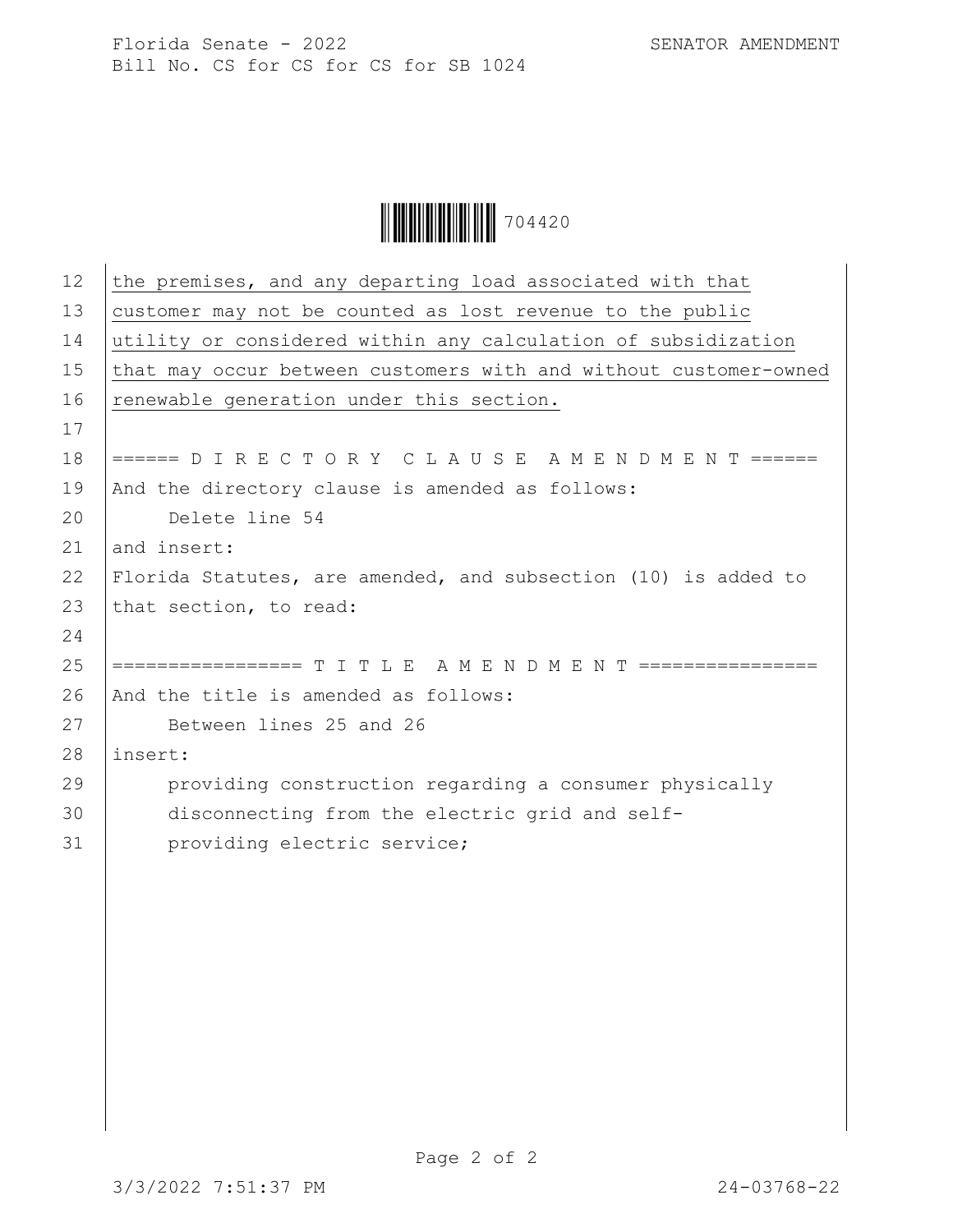the premises, and any departing load associated with that customer may not be counted as lost revenue to the public utility or considered within any calculation of subsidization that may occur between customers with and without customer-owned renewable generation under this section.

====== D I R E C T O R Y C L A U S E A M E N D M E N T ======

And the directory clause is amended as follows:

Delete line 54

and insert:

Florida Statutes, are amended, and subsection (10) is added to that section, to read:

================= T I T L E A M E N D M E N T ================

And the title is amended as follows:

Between lines 25 and 26

insert:

providing construction regarding a consumer physically disconnecting from the electric grid and self-providing electric service;